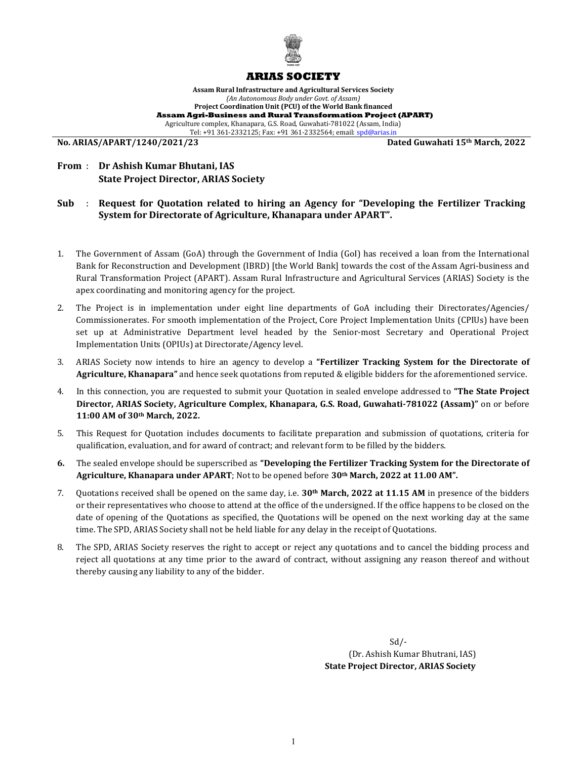# ARIAS SOCIETY

**Assam Rural Infrastructure and Agricultural Services Society**
*(An Autonomous Body under Govt. of Assam)*
**Project Coordination Unit (PCU) of the World Bank financed**
**Assam Agri-Business and Rural Transformation Project (APART)**
Agriculture complex, Khanapara, G.S. Road, Guwahati-781022 (Assam, India)
Tel: +91 361-2332125; Fax: +91 361-2332564; email: spd@arias.in

**No. ARIAS/APART/1240/2021/23** **Dated Guwahati 15th March, 2022**

**From** : **Dr Ashish Kumar Bhutani, IAS**
**State Project Director, ARIAS Society**

**Sub** : **Request for Quotation related to hiring an Agency for "Developing the Fertilizer Tracking System for Directorate of Agriculture, Khanapara under APART".**

1. The Government of Assam (GoA) through the Government of India (GoI) has received a loan from the International Bank for Reconstruction and Development (IBRD) [the World Bank] towards the cost of the Assam Agri-business and Rural Transformation Project (APART). Assam Rural Infrastructure and Agricultural Services (ARIAS) Society is the apex coordinating and monitoring agency for the project.
2. The Project is in implementation under eight line departments of GoA including their Directorates/Agencies/ Commissionerates. For smooth implementation of the Project, Core Project Implementation Units (CPIUs) have been set up at Administrative Department level headed by the Senior-most Secretary and Operational Project Implementation Units (OPIUs) at Directorate/Agency level.
3. ARIAS Society now intends to hire an agency to develop a **"Fertilizer Tracking System for the Directorate of Agriculture, Khanapara"** and hence seek quotations from reputed & eligible bidders for the aforementioned service.
4. In this connection, you are requested to submit your Quotation in sealed envelope addressed to **"The State Project Director, ARIAS Society, Agriculture Complex, Khanapara, G.S. Road, Guwahati-781022 (Assam)"** on or before **11:00 AM of 30th March, 2022.**
5. This Request for Quotation includes documents to facilitate preparation and submission of quotations, criteria for qualification, evaluation, and for award of contract; and relevant form to be filled by the bidders.
6. The sealed envelope should be superscribed as **"Developing the Fertilizer Tracking System for the Directorate of Agriculture, Khanapara under APART**; Not to be opened before **30th March, 2022 at 11.00 AM".**
7. Quotations received shall be opened on the same day, i.e. **30th March, 2022 at 11.15 AM** in presence of the bidders or their representatives who choose to attend at the office of the undersigned. If the office happens to be closed on the date of opening of the Quotations as specified, the Quotations will be opened on the next working day at the same time. The SPD, ARIAS Society shall not be held liable for any delay in the receipt of Quotations.
8. The SPD, ARIAS Society reserves the right to accept or reject any quotations and to cancel the bidding process and reject all quotations at any time prior to the award of contract, without assigning any reason thereof and without thereby causing any liability to any of the bidder.

Sd/-
(Dr. Ashish Kumar Bhutrani, IAS)
**State Project Director, ARIAS Society**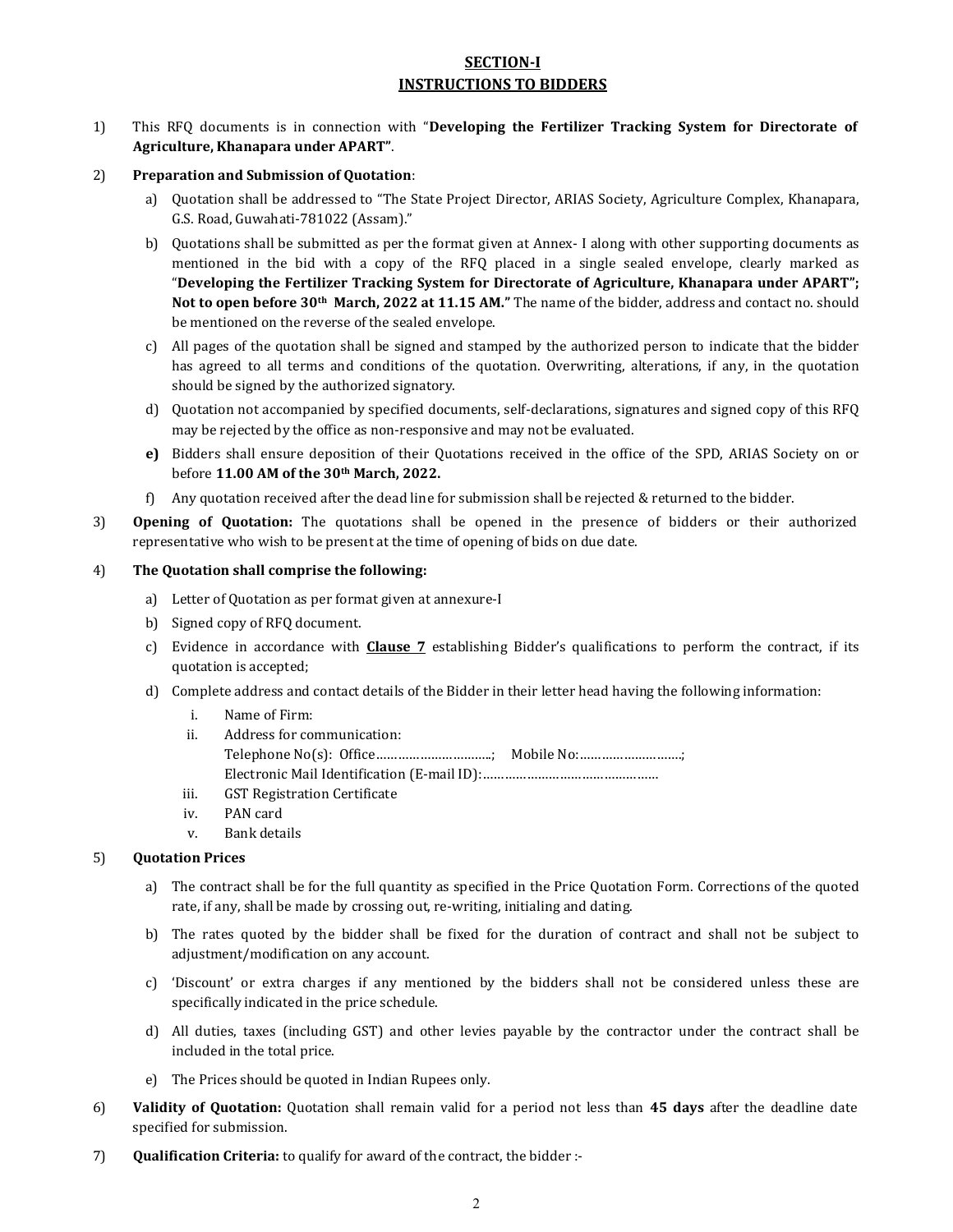## SECTION-I
## INSTRUCTIONS TO BIDDERS

1) This RFQ documents is in connection with "**Developing the Fertilizer Tracking System for Directorate of Agriculture, Khanapara under APART"**.

2) **Preparation and Submission of Quotation**:

   a) Quotation shall be addressed to "The State Project Director, ARIAS Society, Agriculture Complex, Khanapara, G.S. Road, Guwahati-781022 (Assam)."

   b) Quotations shall be submitted as per the format given at Annex- I along with other supporting documents as mentioned in the bid with a copy of the RFQ placed in a single sealed envelope, clearly marked as "**Developing the Fertilizer Tracking System for Directorate of Agriculture, Khanapara under APART"; Not to open before 30th March, 2022 at 11.15 AM."** The name of the bidder, address and contact no. should be mentioned on the reverse of the sealed envelope.

   c) All pages of the quotation shall be signed and stamped by the authorized person to indicate that the bidder has agreed to all terms and conditions of the quotation. Overwriting, alterations, if any, in the quotation should be signed by the authorized signatory.

   d) Quotation not accompanied by specified documents, self-declarations, signatures and signed copy of this RFQ may be rejected by the office as non-responsive and may not be evaluated.

   **e)** Bidders shall ensure deposition of their Quotations received in the office of the SPD, ARIAS Society on or before **11.00 AM of the 30th March, 2022.**

   f) Any quotation received after the dead line for submission shall be rejected & returned to the bidder.

3) **Opening of Quotation:** The quotations shall be opened in the presence of bidders or their authorized representative who wish to be present at the time of opening of bids on due date.

4) **The Quotation shall comprise the following:**

   a) Letter of Quotation as per format given at annexure-I

   b) Signed copy of RFQ document.

   c) Evidence in accordance with **Clause 7** establishing Bidder's qualifications to perform the contract, if its quotation is accepted;

   d) Complete address and contact details of the Bidder in their letter head having the following information:

      i. Name of Firm:

      ii. Address for communication:
      Telephone No(s): Office…………………………..; Mobile No:……………………….;
      Electronic Mail Identification (E-mail ID):…………………………………………

      iii. GST Registration Certificate

      iv. PAN card

      v. Bank details

5) **Quotation Prices**

   a) The contract shall be for the full quantity as specified in the Price Quotation Form. Corrections of the quoted rate, if any, shall be made by crossing out, re-writing, initialing and dating.

   b) The rates quoted by the bidder shall be fixed for the duration of contract and shall not be subject to adjustment/modification on any account.

   c) 'Discount' or extra charges if any mentioned by the bidders shall not be considered unless these are specifically indicated in the price schedule.

   d) All duties, taxes (including GST) and other levies payable by the contractor under the contract shall be included in the total price.

   e) The Prices should be quoted in Indian Rupees only.

6) **Validity of Quotation:** Quotation shall remain valid for a period not less than **45 days** after the deadline date specified for submission.

7) **Qualification Criteria:** to qualify for award of the contract, the bidder :-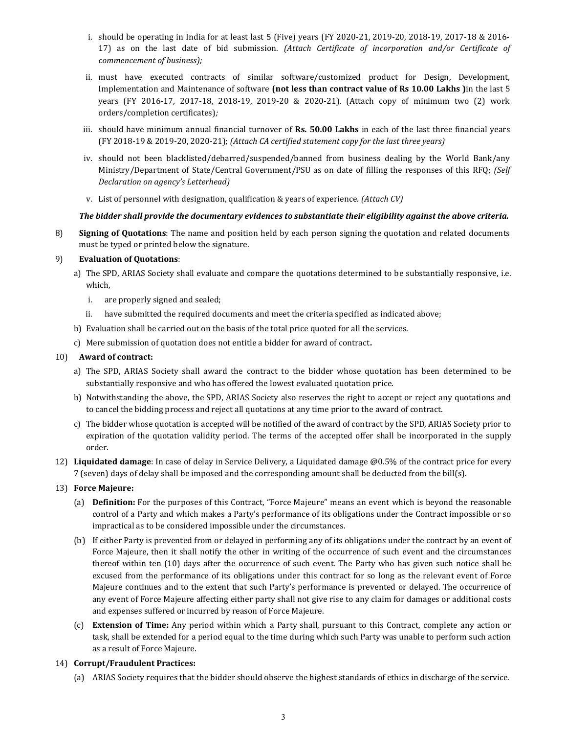i. should be operating in India for at least last 5 (Five) years (FY 2020-21, 2019-20, 2018-19, 2017-18 & 2016-17) as on the last date of bid submission. *(Attach Certificate of incorporation and/or Certificate of commencement of business);*

ii. must have executed contracts of similar software/customized product for Design, Development, Implementation and Maintenance of software **(not less than contract value of Rs 10.00 Lakhs )**in the last 5 years (FY 2016-17, 2017-18, 2018-19, 2019-20 & 2020-21). (Attach copy of minimum two (2) work orders/completion certificates)*;*

iii. should have minimum annual financial turnover of **Rs. 50.00 Lakhs** in each of the last three financial years (FY 2018-19 & 2019-20, 2020-21); *(Attach CA certified statement copy for the last three years)*

iv. should not been blacklisted/debarred/suspended/banned from business dealing by the World Bank/any Ministry/Department of State/Central Government/PSU as on date of filling the responses of this RFQ; *(Self Declaration on agency's Letterhead)*

v. List of personnel with designation, qualification & years of experience. *(Attach CV)*

***The bidder shall provide the documentary evidences to substantiate their eligibility against the above criteria.***

8) **Signing of Quotations**: The name and position held by each person signing the quotation and related documents must be typed or printed below the signature.

9) **Evaluation of Quotations**:

a) The SPD, ARIAS Society shall evaluate and compare the quotations determined to be substantially responsive, i.e. which,

   i. are properly signed and sealed;

   ii. have submitted the required documents and meet the criteria specified as indicated above;

b) Evaluation shall be carried out on the basis of the total price quoted for all the services.

c) Mere submission of quotation does not entitle a bidder for award of contract**.**

10) **Award of contract:**

a) The SPD, ARIAS Society shall award the contract to the bidder whose quotation has been determined to be substantially responsive and who has offered the lowest evaluated quotation price.

b) Notwithstanding the above, the SPD, ARIAS Society also reserves the right to accept or reject any quotations and to cancel the bidding process and reject all quotations at any time prior to the award of contract.

c) The bidder whose quotation is accepted will be notified of the award of contract by the SPD, ARIAS Society prior to expiration of the quotation validity period. The terms of the accepted offer shall be incorporated in the supply order.

12) **Liquidated damage**: In case of delay in Service Delivery, a Liquidated damage @0.5% of the contract price for every 7 (seven) days of delay shall be imposed and the corresponding amount shall be deducted from the bill(s).

13) **Force Majeure:**

(a) **Definition:** For the purposes of this Contract, "Force Majeure" means an event which is beyond the reasonable control of a Party and which makes a Party's performance of its obligations under the Contract impossible or so impractical as to be considered impossible under the circumstances.

(b) If either Party is prevented from or delayed in performing any of its obligations under the contract by an event of Force Majeure, then it shall notify the other in writing of the occurrence of such event and the circumstances thereof within ten (10) days after the occurrence of such event. The Party who has given such notice shall be excused from the performance of its obligations under this contract for so long as the relevant event of Force Majeure continues and to the extent that such Party's performance is prevented or delayed. The occurrence of any event of Force Majeure affecting either party shall not give rise to any claim for damages or additional costs and expenses suffered or incurred by reason of Force Majeure.

(c) **Extension of Time:** Any period within which a Party shall, pursuant to this Contract, complete any action or task, shall be extended for a period equal to the time during which such Party was unable to perform such action as a result of Force Majeure.

14) **Corrupt/Fraudulent Practices:**

(a) ARIAS Society requires that the bidder should observe the highest standards of ethics in discharge of the service.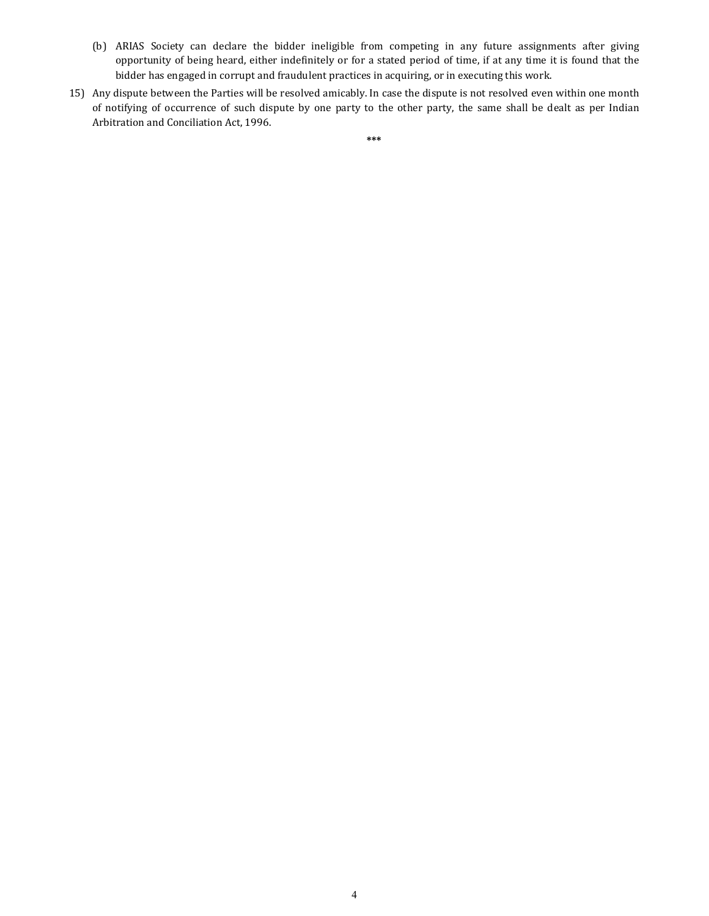(b) ARIAS Society can declare the bidder ineligible from competing in any future assignments after giving opportunity of being heard, either indefinitely or for a stated period of time, if at any time it is found that the bidder has engaged in corrupt and fraudulent practices in acquiring, or in executing this work.

15) Any dispute between the Parties will be resolved amicably. In case the dispute is not resolved even within one month of notifying of occurrence of such dispute by one party to the other party, the same shall be dealt as per Indian Arbitration and Conciliation Act, 1996.

***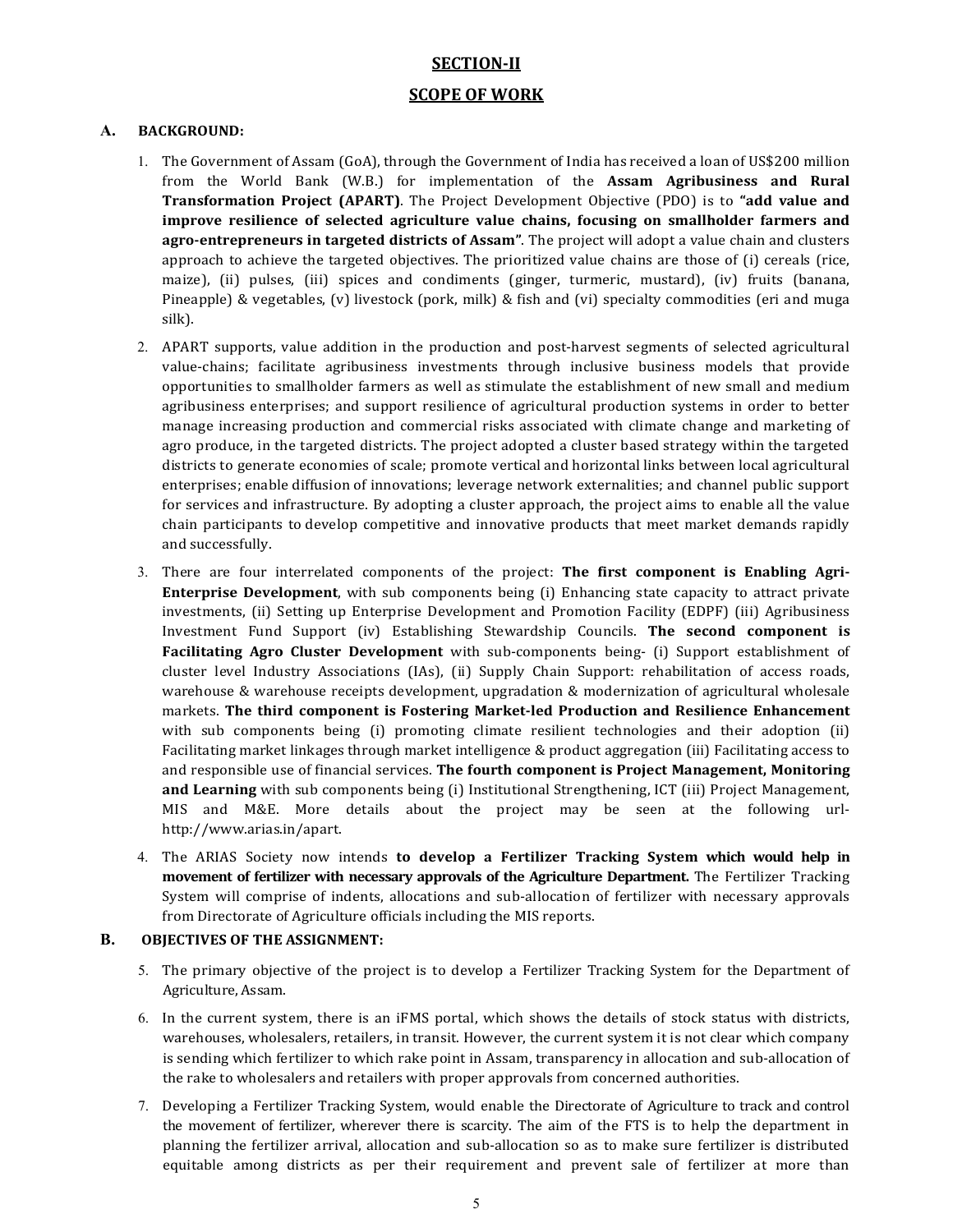## SECTION-II

## SCOPE OF WORK

### A. BACKGROUND:

1. The Government of Assam (GoA), through the Government of India has received a loan of US$200 million from the World Bank (W.B.) for implementation of the **Assam Agribusiness and Rural Transformation Project (APART)**. The Project Development Objective (PDO) is to **"add value and improve resilience of selected agriculture value chains, focusing on smallholder farmers and agro-entrepreneurs in targeted districts of Assam"**. The project will adopt a value chain and clusters approach to achieve the targeted objectives. The prioritized value chains are those of (i) cereals (rice, maize), (ii) pulses, (iii) spices and condiments (ginger, turmeric, mustard), (iv) fruits (banana, Pineapple) & vegetables, (v) livestock (pork, milk) & fish and (vi) specialty commodities (eri and muga silk).

2. APART supports, value addition in the production and post-harvest segments of selected agricultural value-chains; facilitate agribusiness investments through inclusive business models that provide opportunities to smallholder farmers as well as stimulate the establishment of new small and medium agribusiness enterprises; and support resilience of agricultural production systems in order to better manage increasing production and commercial risks associated with climate change and marketing of agro produce, in the targeted districts. The project adopted a cluster based strategy within the targeted districts to generate economies of scale; promote vertical and horizontal links between local agricultural enterprises; enable diffusion of innovations; leverage network externalities; and channel public support for services and infrastructure. By adopting a cluster approach, the project aims to enable all the value chain participants to develop competitive and innovative products that meet market demands rapidly and successfully.

3. There are four interrelated components of the project: **The first component is Enabling Agri-Enterprise Development**, with sub components being (i) Enhancing state capacity to attract private investments, (ii) Setting up Enterprise Development and Promotion Facility (EDPF) (iii) Agribusiness Investment Fund Support (iv) Establishing Stewardship Councils. **The second component is Facilitating Agro Cluster Development** with sub-components being- (i) Support establishment of cluster level Industry Associations (IAs), (ii) Supply Chain Support: rehabilitation of access roads, warehouse & warehouse receipts development, upgradation & modernization of agricultural wholesale markets. **The third component is Fostering Market-led Production and Resilience Enhancement** with sub components being (i) promoting climate resilient technologies and their adoption (ii) Facilitating market linkages through market intelligence & product aggregation (iii) Facilitating access to and responsible use of financial services. **The fourth component is Project Management, Monitoring and Learning** with sub components being (i) Institutional Strengthening, ICT (iii) Project Management, MIS and M&E. More details about the project may be seen at the following url- http://www.arias.in/apart.

4. The ARIAS Society now intends **to develop a Fertilizer Tracking System which would help in movement of fertilizer with necessary approvals of the Agriculture Department.** The Fertilizer Tracking System will comprise of indents, allocations and sub-allocation of fertilizer with necessary approvals from Directorate of Agriculture officials including the MIS reports.

### B. OBJECTIVES OF THE ASSIGNMENT:

5. The primary objective of the project is to develop a Fertilizer Tracking System for the Department of Agriculture, Assam.

6. In the current system, there is an iFMS portal, which shows the details of stock status with districts, warehouses, wholesalers, retailers, in transit. However, the current system it is not clear which company is sending which fertilizer to which rake point in Assam, transparency in allocation and sub-allocation of the rake to wholesalers and retailers with proper approvals from concerned authorities.

7. Developing a Fertilizer Tracking System, would enable the Directorate of Agriculture to track and control the movement of fertilizer, wherever there is scarcity. The aim of the FTS is to help the department in planning the fertilizer arrival, allocation and sub-allocation so as to make sure fertilizer is distributed equitable among districts as per their requirement and prevent sale of fertilizer at more than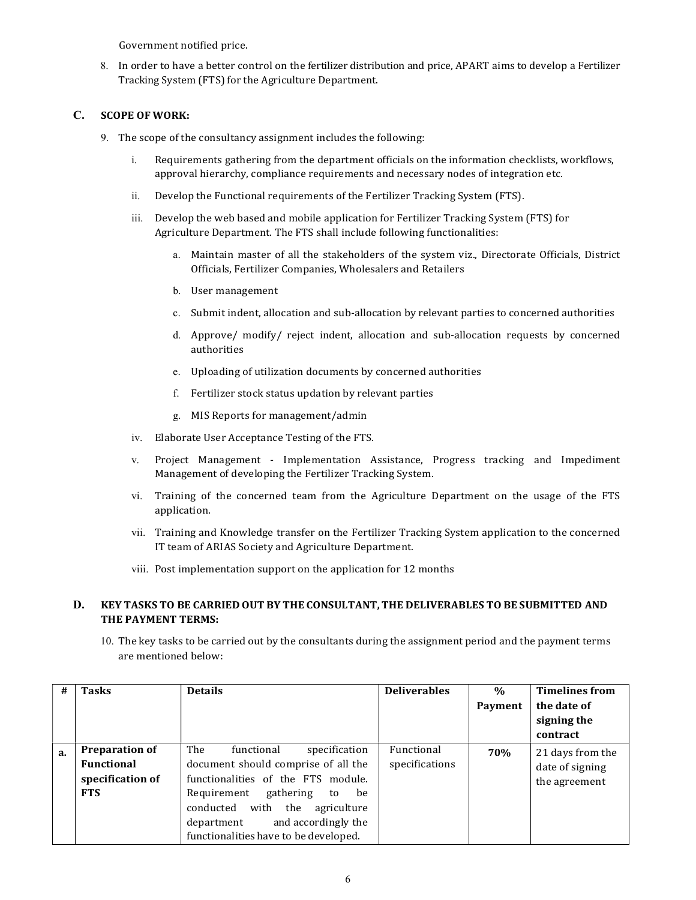Government notified price.

8. In order to have a better control on the fertilizer distribution and price, APART aims to develop a Fertilizer Tracking System (FTS) for the Agriculture Department.

## C. SCOPE OF WORK:

9. The scope of the consultancy assignment includes the following:

   i. Requirements gathering from the department officials on the information checklists, workflows, approval hierarchy, compliance requirements and necessary nodes of integration etc.

   ii. Develop the Functional requirements of the Fertilizer Tracking System (FTS).

   iii. Develop the web based and mobile application for Fertilizer Tracking System (FTS) for Agriculture Department. The FTS shall include following functionalities:

      a. Maintain master of all the stakeholders of the system viz., Directorate Officials, District Officials, Fertilizer Companies, Wholesalers and Retailers

      b. User management

      c. Submit indent, allocation and sub-allocation by relevant parties to concerned authorities

      d. Approve/ modify/ reject indent, allocation and sub-allocation requests by concerned authorities

      e. Uploading of utilization documents by concerned authorities

      f. Fertilizer stock status updation by relevant parties

      g. MIS Reports for management/admin

   iv. Elaborate User Acceptance Testing of the FTS.

   v. Project Management - Implementation Assistance, Progress tracking and Impediment Management of developing the Fertilizer Tracking System.

   vi. Training of the concerned team from the Agriculture Department on the usage of the FTS application.

   vii. Training and Knowledge transfer on the Fertilizer Tracking System application to the concerned IT team of ARIAS Society and Agriculture Department.

   viii. Post implementation support on the application for 12 months

## D. KEY TASKS TO BE CARRIED OUT BY THE CONSULTANT, THE DELIVERABLES TO BE SUBMITTED AND THE PAYMENT TERMS:

10. The key tasks to be carried out by the consultants during the assignment period and the payment terms are mentioned below:

| # | Tasks | Details | Deliverables | % Payment | Timelines from the date of signing the contract |
|---|---|---|---|---|---|
| **a.** | **Preparation of Functional specification of FTS** | The functional specification document should comprise of all the functionalities of the FTS module. Requirement gathering to be conducted with the agriculture department and accordingly the functionalities have to be developed. | Functional specifications | **70%** | 21 days from the date of signing the agreement |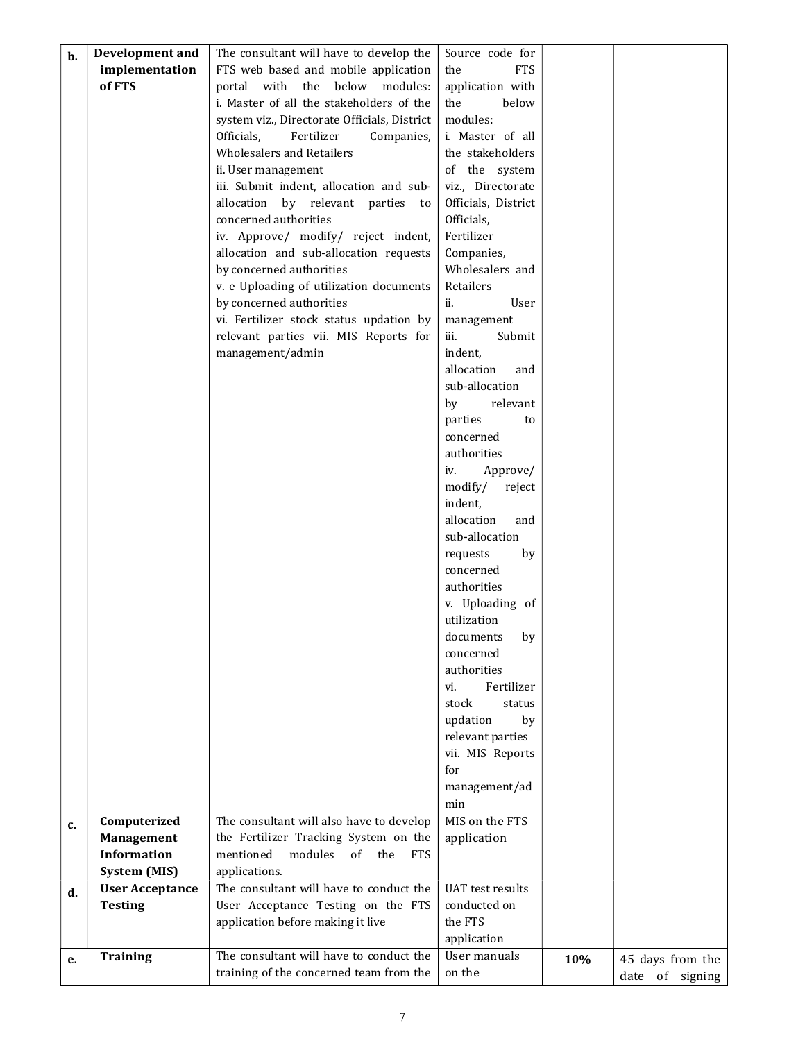| b. | **Development and implementation of FTS** | The consultant will have to develop the FTS web based and mobile application portal with the below modules:<br>i. Master of all the stakeholders of the system viz., Directorate Officials, District Officials, Fertilizer Companies, Wholesalers and Retailers<br>ii. User management<br>iii. Submit indent, allocation and sub-allocation by relevant parties to concerned authorities<br>iv. Approve/ modify/ reject indent, allocation and sub-allocation requests by concerned authorities<br>v. e Uploading of utilization documents by concerned authorities<br>vi. Fertilizer stock status updation by relevant parties vii. MIS Reports for management/admin | Source code for the FTS application with the below modules:<br>i. Master of all the stakeholders of the system viz., Directorate Officials, District Officials, Fertilizer Companies, Wholesalers and Retailers<br>ii. User management<br>iii. Submit indent, allocation and sub-allocation by relevant parties to concerned authorities<br>iv. Approve/ modify/ reject indent, allocation and sub-allocation requests by concerned authorities<br>v. Uploading of utilization documents by concerned authorities<br>vi. Fertilizer stock status updation by relevant parties<br>vii. MIS Reports for management/admin | | |
|---|---|---|---|---|---|
| c. | **Computerized Management Information System (MIS)** | The consultant will also have to develop the Fertilizer Tracking System on the mentioned modules of the FTS applications. | MIS on the FTS application | | |
| d. | **User Acceptance Testing** | The consultant will have to conduct the User Acceptance Testing on the FTS application before making it live | UAT test results conducted on the FTS application | | |
| e. | **Training** | The consultant will have to conduct the training of the concerned team from the | User manuals on the | **10%** | 45 days from the date of signing |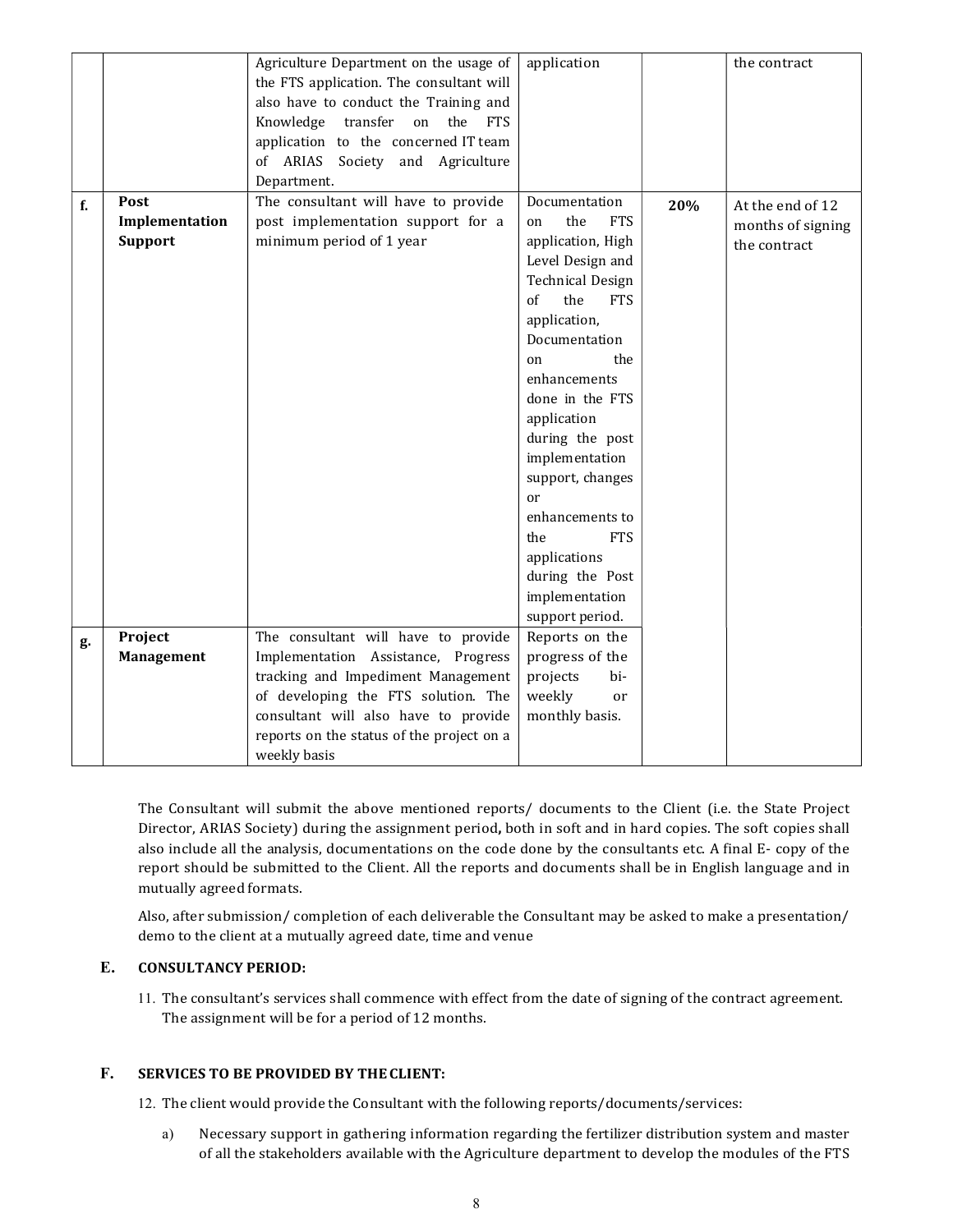| | | Agriculture Department on the usage of the FTS application. The consultant will also have to conduct the Training and Knowledge transfer on the FTS application to the concerned IT team of ARIAS Society and Agriculture Department. | application | | the contract |
|---|---|---|---|---|---|
| **f.** | **Post Implementation Support** | The consultant will have to provide post implementation support for a minimum period of 1 year | Documentation on the FTS application, High Level Design and Technical Design of the FTS application, Documentation on the enhancements done in the FTS application during the post implementation support, changes or enhancements to the FTS applications during the Post implementation support period. | **20%** | At the end of 12 months of signing the contract |
| **g.** | **Project Management** | The consultant will have to provide Implementation Assistance, Progress tracking and Impediment Management of developing the FTS solution. The consultant will also have to provide reports on the status of the project on a weekly basis | Reports on the progress of the projects bi-weekly or monthly basis. | | |

The Consultant will submit the above mentioned reports/ documents to the Client (i.e. the State Project Director, ARIAS Society) during the assignment period**,** both in soft and in hard copies. The soft copies shall also include all the analysis, documentations on the code done by the consultants etc. A final E- copy of the report should be submitted to the Client. All the reports and documents shall be in English language and in mutually agreed formats.

Also, after submission/ completion of each deliverable the Consultant may be asked to make a presentation/ demo to the client at a mutually agreed date, time and venue

## E. CONSULTANCY PERIOD:

11. The consultant's services shall commence with effect from the date of signing of the contract agreement. The assignment will be for a period of 12 months.

## F. SERVICES TO BE PROVIDED BY THE CLIENT:

12. The client would provide the Consultant with the following reports/documents/services:

 a) Necessary support in gathering information regarding the fertilizer distribution system and master of all the stakeholders available with the Agriculture department to develop the modules of the FTS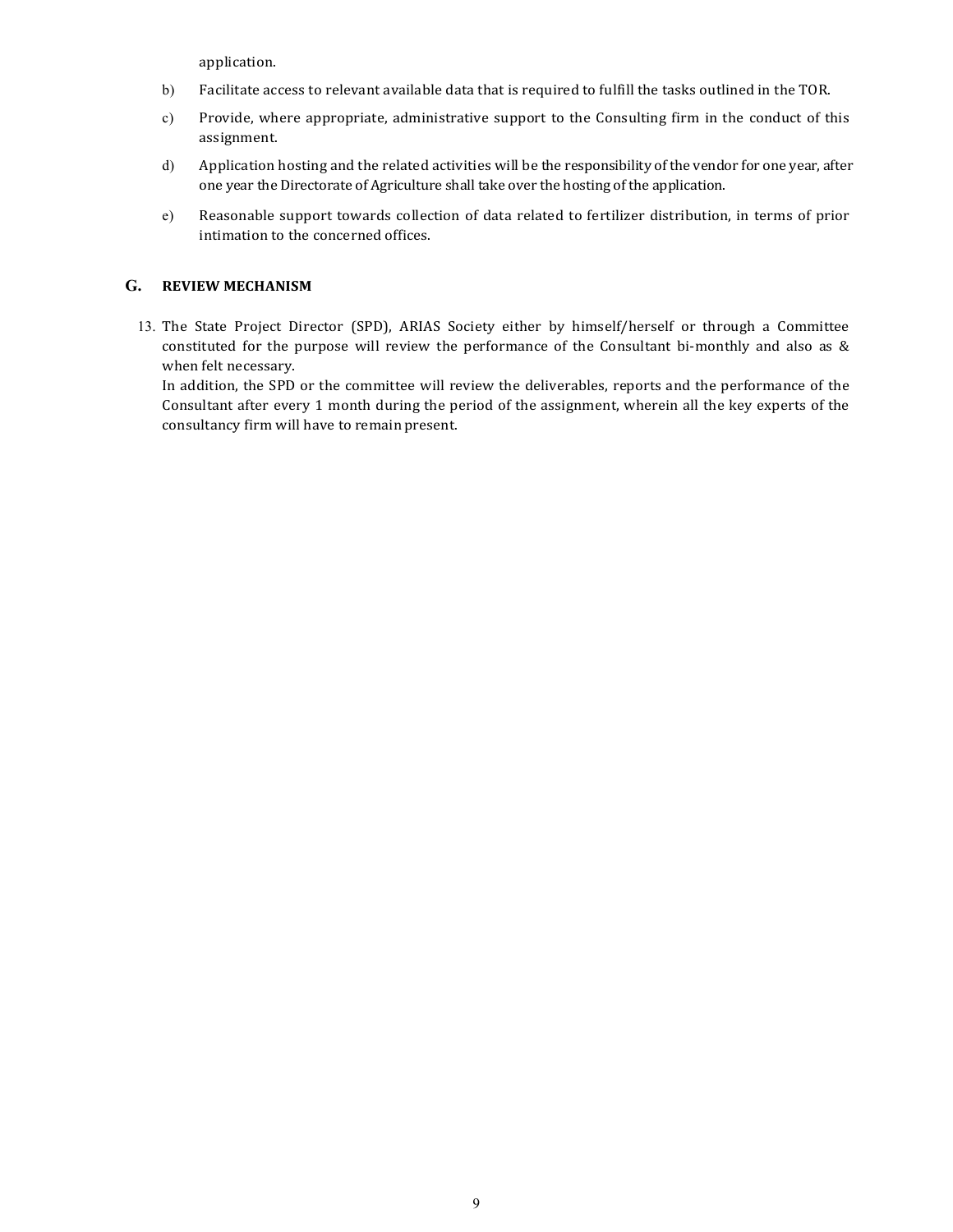application.

b) Facilitate access to relevant available data that is required to fulfill the tasks outlined in the TOR.

c) Provide, where appropriate, administrative support to the Consulting firm in the conduct of this assignment.

d) Application hosting and the related activities will be the responsibility of the vendor for one year, after one year the Directorate of Agriculture shall take over the hosting of the application.

e) Reasonable support towards collection of data related to fertilizer distribution, in terms of prior intimation to the concerned offices.

## G. REVIEW MECHANISM

13. The State Project Director (SPD), ARIAS Society either by himself/herself or through a Committee constituted for the purpose will review the performance of the Consultant bi-monthly and also as & when felt necessary.
    In addition, the SPD or the committee will review the deliverables, reports and the performance of the Consultant after every 1 month during the period of the assignment, wherein all the key experts of the consultancy firm will have to remain present.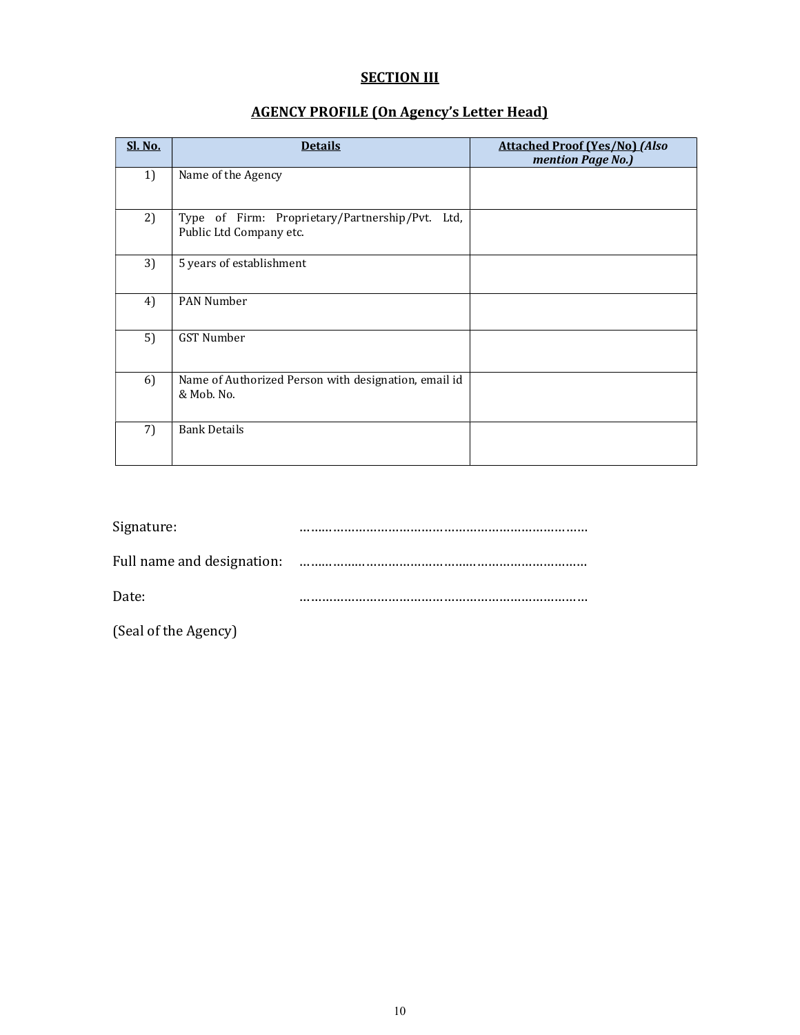## SECTION III

## AGENCY PROFILE (On Agency's Letter Head)

| Sl. No. | Details | Attached Proof (Yes/No) *(Also mention Page No.)* |
|---|---|---|
| 1) | Name of the Agency | |
| 2) | Type of Firm: Proprietary/Partnership/Pvt. Ltd, Public Ltd Company etc. | |
| 3) | 5 years of establishment | |
| 4) | PAN Number | |
| 5) | GST Number | |
| 6) | Name of Authorized Person with designation, email id & Mob. No. | |
| 7) | Bank Details | |

Signature: ……………………………………………………………………

Full name and designation: ……………………………………………………………………

Date: ……………………………………………………………………

(Seal of the Agency)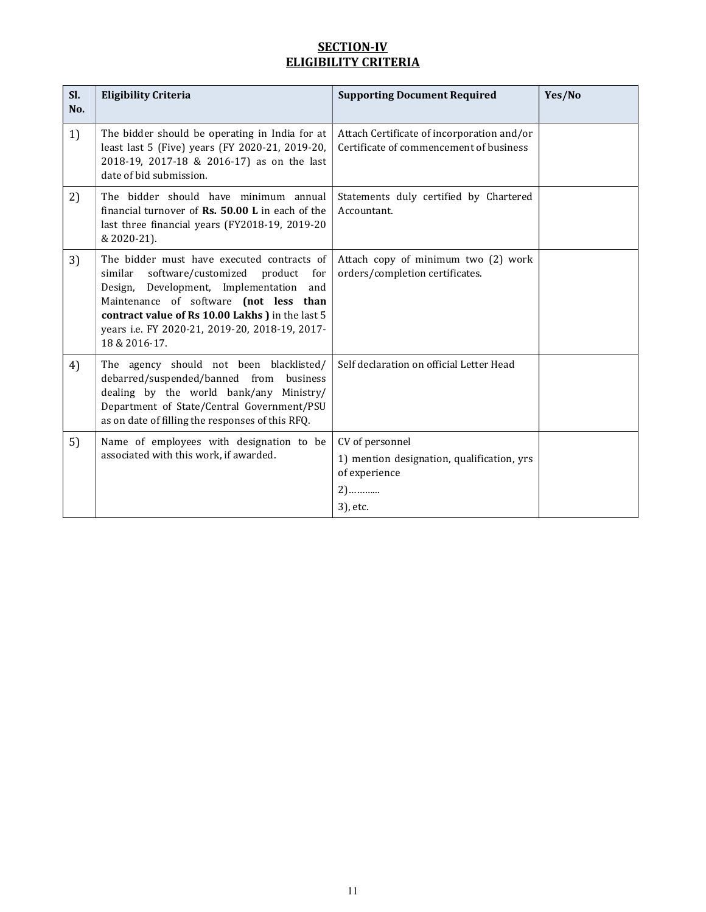# SECTION-IV
## ELIGIBILITY CRITERIA

| Sl. No. | Eligibility Criteria | Supporting Document Required | Yes/No |
|---|---|---|---|
| 1) | The bidder should be operating in India for at least last 5 (Five) years (FY 2020-21, 2019-20, 2018-19, 2017-18 & 2016-17) as on the last date of bid submission. | Attach Certificate of incorporation and/or Certificate of commencement of business | |
| 2) | The bidder should have minimum annual financial turnover of **Rs. 50.00 L** in each of the last three financial years (FY2018-19, 2019-20 & 2020-21). | Statements duly certified by Chartered Accountant. | |
| 3) | The bidder must have executed contracts of similar software/customized product for Design, Development, Implementation and Maintenance of software **(not less than contract value of Rs 10.00 Lakhs )** in the last 5 years i.e. FY 2020-21, 2019-20, 2018-19, 2017-18 & 2016-17. | Attach copy of minimum two (2) work orders/completion certificates. | |
| 4) | The agency should not been blacklisted/ debarred/suspended/banned from business dealing by the world bank/any Ministry/ Department of State/Central Government/PSU as on date of filling the responses of this RFQ. | Self declaration on official Letter Head | |
| 5) | Name of employees with designation to be associated with this work, if awarded. | CV of personnel<br>1) mention designation, qualification, yrs of experience<br>2)………..<br>3), etc. | |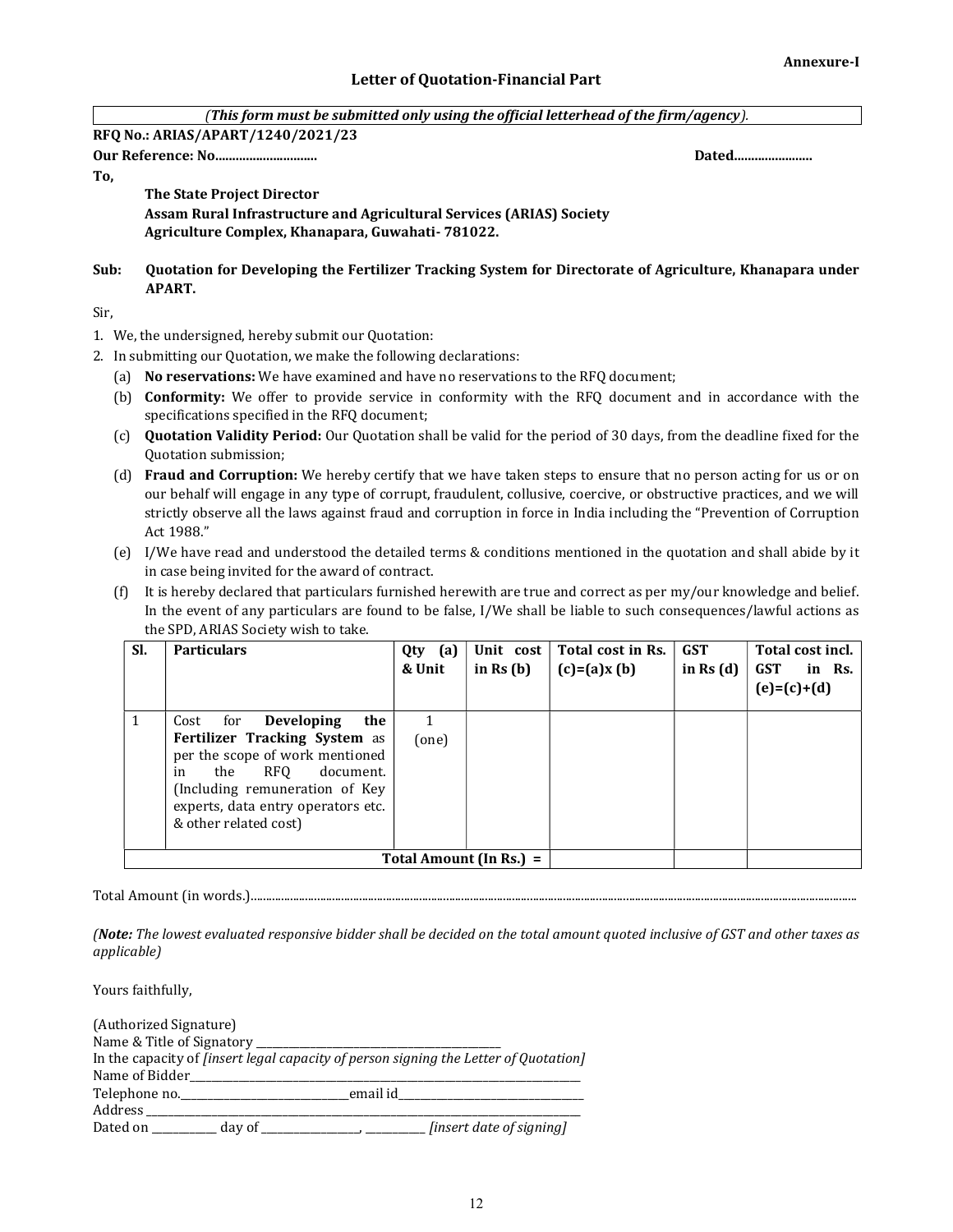**Annexure-I**

## Letter of Quotation-Financial Part

*(This form must be submitted only using the official letterhead of the firm/agency).*

**RFQ No.: ARIAS/APART/1240/2021/23**

**Our Reference: No..............................** **Dated.......................**

**To,**

**The State Project Director**
**Assam Rural Infrastructure and Agricultural Services (ARIAS) Society**
**Agriculture Complex, Khanapara, Guwahati- 781022.**

**Sub: Quotation for Developing the Fertilizer Tracking System for Directorate of Agriculture, Khanapara under APART.**

Sir,

1. We, the undersigned, hereby submit our Quotation:
2. In submitting our Quotation, we make the following declarations:
   (a) **No reservations:** We have examined and have no reservations to the RFQ document;
   (b) **Conformity:** We offer to provide service in conformity with the RFQ document and in accordance with the specifications specified in the RFQ document;
   (c) **Quotation Validity Period:** Our Quotation shall be valid for the period of 30 days, from the deadline fixed for the Quotation submission;
   (d) **Fraud and Corruption:** We hereby certify that we have taken steps to ensure that no person acting for us or on our behalf will engage in any type of corrupt, fraudulent, collusive, coercive, or obstructive practices, and we will strictly observe all the laws against fraud and corruption in force in India including the "Prevention of Corruption Act 1988."
   (e) I/We have read and understood the detailed terms & conditions mentioned in the quotation and shall abide by it in case being invited for the award of contract.
   (f) It is hereby declared that particulars furnished herewith are true and correct as per my/our knowledge and belief. In the event of any particulars are found to be false, I/We shall be liable to such consequences/lawful actions as the SPD, ARIAS Society wish to take.

| **Sl.** | **Particulars** | **Qty (a) & Unit** | **Unit cost in Rs (b)** | **Total cost in Rs. (c)=(a)x (b)** | **GST in Rs (d)** | **Total cost incl. GST in Rs. (e)=(c)+(d)** |
|---|---|---|---|---|---|---|
| 1 | Cost for **Developing the Fertilizer Tracking System** as per the scope of work mentioned in the RFQ document. (Including remuneration of Key experts, data entry operators etc. & other related cost) | 1 (one) | | | | |
| | | | **Total Amount (In Rs.) =** | | | |

Total Amount (in words.)..........................................................................................................

***(Note:** The lowest evaluated responsive bidder shall be decided on the total amount quoted inclusive of GST and other taxes as applicable)*

Yours faithfully,

(Authorized Signature)
Name & Title of Signatory ______________________________
In the capacity of *[insert legal capacity of person signing the Letter of Quotation]*
Name of Bidder______________________________
Telephone no.______________________email id______________________
Address ______________________________
Dated on __________ day of ______________, __________ *[insert date of signing]*